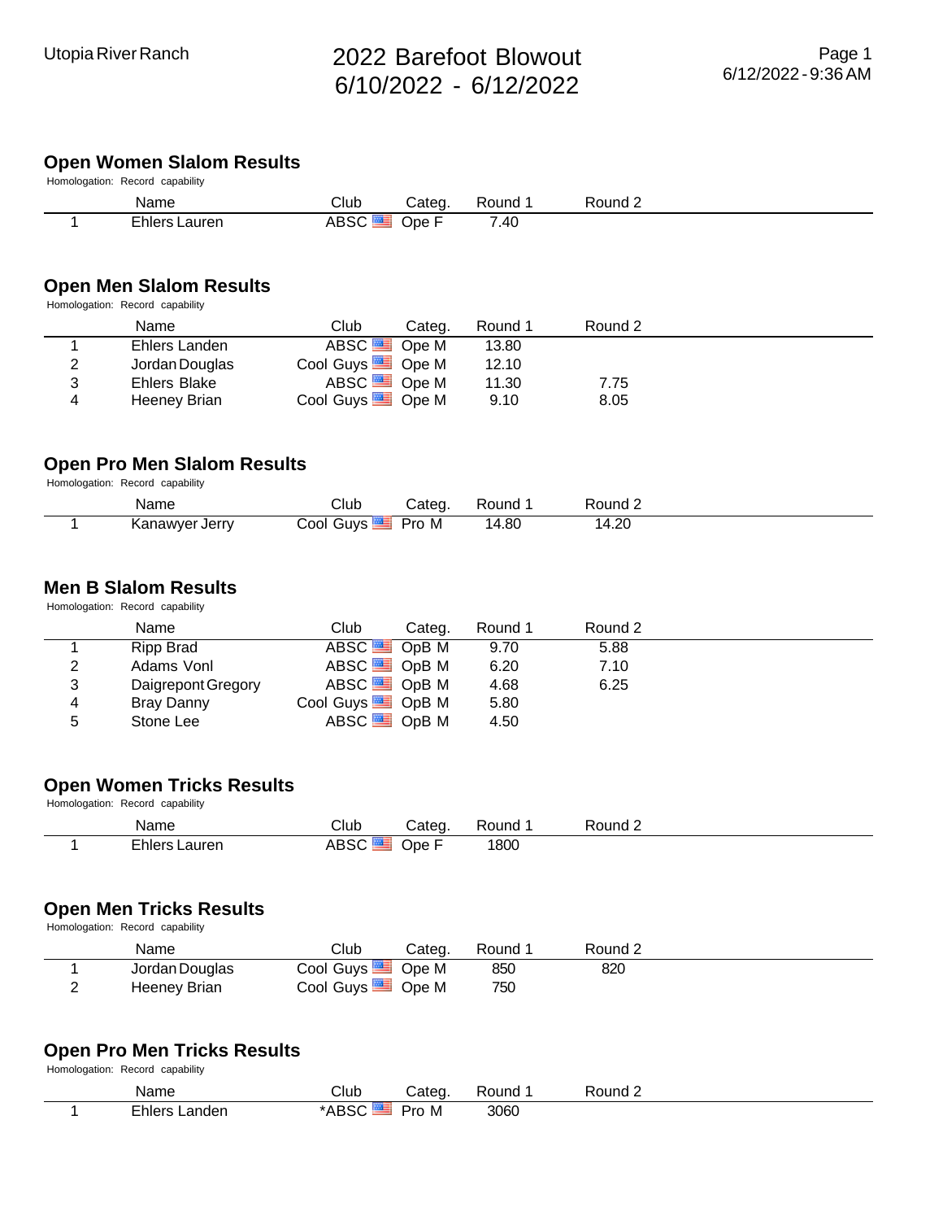# 2022 Barefoot Blowout
# 6/10/2022 - 6/12/2022

Utopia River Ranch

## Open Women Slalom Results

Homologation: Record capability

| | Name | Club | Categ. | Round 1 | Round 2 |
|---|---|---|---|---|---|
| 1 | Ehlers Lauren | ABSC | Ope F | 7.40 | |

## Open Men Slalom Results

Homologation: Record capability

| | Name | Club | Categ. | Round 1 | Round 2 |
|---|---|---|---|---|---|
| 1 | Ehlers Landen | ABSC | Ope M | 13.80 | |
| 2 | Jordan Douglas | Cool Guys | Ope M | 12.10 | |
| 3 | Ehlers Blake | ABSC | Ope M | 11.30 | 7.75 |
| 4 | Heeney Brian | Cool Guys | Ope M | 9.10 | 8.05 |

## Open Pro Men Slalom Results

Homologation: Record capability

| | Name | Club | Categ. | Round 1 | Round 2 |
|---|---|---|---|---|---|
| 1 | Kanawyer Jerry | Cool Guys | Pro M | 14.80 | 14.20 |

## Men B Slalom Results

Homologation: Record capability

| | Name | Club | Categ. | Round 1 | Round 2 |
|---|---|---|---|---|---|
| 1 | Ripp Brad | ABSC | OpB M | 9.70 | 5.88 |
| 2 | Adams Vonl | ABSC | OpB M | 6.20 | 7.10 |
| 3 | Daigrepont Gregory | ABSC | OpB M | 4.68 | 6.25 |
| 4 | Bray Danny | Cool Guys | OpB M | 5.80 | |
| 5 | Stone Lee | ABSC | OpB M | 4.50 | |

## Open Women Tricks Results

Homologation: Record capability

| | Name | Club | Categ. | Round 1 | Round 2 |
|---|---|---|---|---|---|
| 1 | Ehlers Lauren | ABSC | Ope F | 1800 | |

## Open Men Tricks Results

Homologation: Record capability

| | Name | Club | Categ. | Round 1 | Round 2 |
|---|---|---|---|---|---|
| 1 | Jordan Douglas | Cool Guys | Ope M | 850 | 820 |
| 2 | Heeney Brian | Cool Guys | Ope M | 750 | |

## Open Pro Men Tricks Results

Homologation: Record capability

| | Name | Club | Categ. | Round 1 | Round 2 |
|---|---|---|---|---|---|
| 1 | Ehlers Landen | *ABSC | Pro M | 3060 | |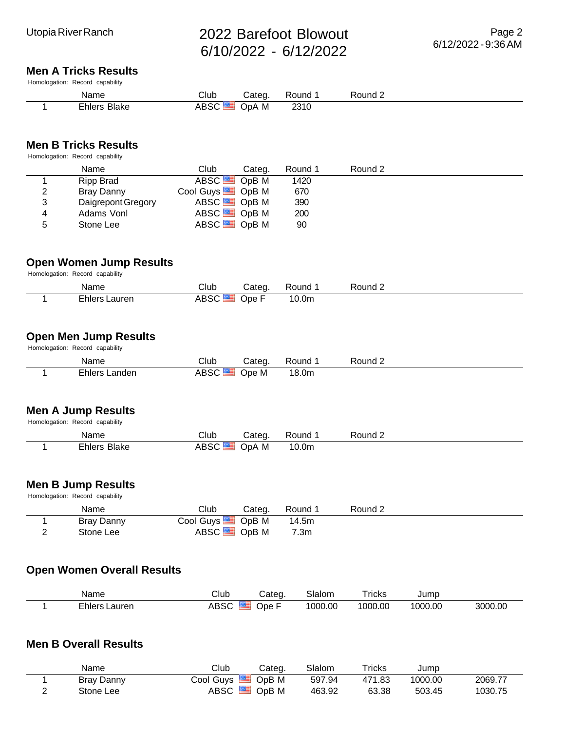## Men A Tricks Results

Homologation: Record capability

| | Name | Club | Categ. | Round 1 | Round 2 |
|---|---|---|---|---|---|
| 1 | Ehlers Blake | ABSC | OpA M | 2310 | |

## Men B Tricks Results

Homologation: Record capability

| | Name | Club | Categ. | Round 1 | Round 2 |
|---|---|---|---|---|---|
| 1 | Ripp Brad | ABSC | OpB M | 1420 | |
| 2 | Bray Danny | Cool Guys | OpB M | 670 | |
| 3 | Daigrepont Gregory | ABSC | OpB M | 390 | |
| 4 | Adams Vonl | ABSC | OpB M | 200 | |
| 5 | Stone Lee | ABSC | OpB M | 90 | |

## Open Women Jump Results

Homologation: Record capability

| | Name | Club | Categ. | Round 1 | Round 2 |
|---|---|---|---|---|---|
| 1 | Ehlers Lauren | ABSC | Ope F | 10.0m | |

## Open Men Jump Results

Homologation: Record capability

| | Name | Club | Categ. | Round 1 | Round 2 |
|---|---|---|---|---|---|
| 1 | Ehlers Landen | ABSC | Ope M | 18.0m | |

## Men A Jump Results

Homologation: Record capability

| | Name | Club | Categ. | Round 1 | Round 2 |
|---|---|---|---|---|---|
| 1 | Ehlers Blake | ABSC | OpA M | 10.0m | |

## Men B Jump Results

Homologation: Record capability

| | Name | Club | Categ. | Round 1 | Round 2 |
|---|---|---|---|---|---|
| 1 | Bray Danny | Cool Guys | OpB M | 14.5m | |
| 2 | Stone Lee | ABSC | OpB M | 7.3m | |

## Open Women Overall Results

| | Name | Club | Categ. | Slalom | Tricks | Jump | |
|---|---|---|---|---|---|---|---|
| 1 | Ehlers Lauren | ABSC | Ope F | 1000.00 | 1000.00 | 1000.00 | 3000.00 |

## Men B Overall Results

| | Name | Club | Categ. | Slalom | Tricks | Jump | |
|---|---|---|---|---|---|---|---|
| 1 | Bray Danny | Cool Guys | OpB M | 597.94 | 471.83 | 1000.00 | 2069.77 |
| 2 | Stone Lee | ABSC | OpB M | 463.92 | 63.38 | 503.45 | 1030.75 |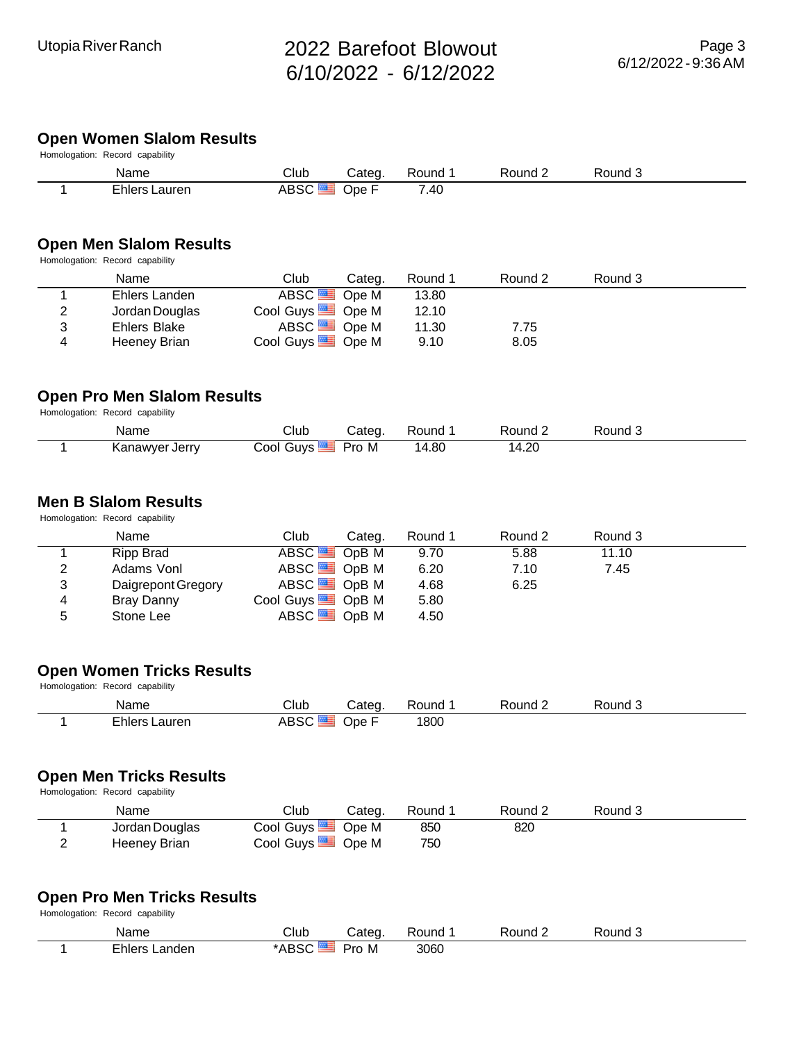## Open Women Slalom Results

Homologation: Record capability

| | Name | Club | Categ. | Round 1 | Round 2 | Round 3 |
|---|---|---|---|---|---|---|
| 1 | Ehlers Lauren | ABSC | Ope F | 7.40 | | |

## Open Men Slalom Results

Homologation: Record capability

| | Name | Club | Categ. | Round 1 | Round 2 | Round 3 |
|---|---|---|---|---|---|---|
| 1 | Ehlers Landen | ABSC | Ope M | 13.80 | | |
| 2 | Jordan Douglas | Cool Guys | Ope M | 12.10 | | |
| 3 | Ehlers Blake | ABSC | Ope M | 11.30 | 7.75 | |
| 4 | Heeney Brian | Cool Guys | Ope M | 9.10 | 8.05 | |

## Open Pro Men Slalom Results

Homologation: Record capability

| | Name | Club | Categ. | Round 1 | Round 2 | Round 3 |
|---|---|---|---|---|---|---|
| 1 | Kanawyer Jerry | Cool Guys | Pro M | 14.80 | 14.20 | |

## Men B Slalom Results

Homologation: Record capability

| | Name | Club | Categ. | Round 1 | Round 2 | Round 3 |
|---|---|---|---|---|---|---|
| 1 | Ripp Brad | ABSC | OpB M | 9.70 | 5.88 | 11.10 |
| 2 | Adams Vonl | ABSC | OpB M | 6.20 | 7.10 | 7.45 |
| 3 | Daigrepont Gregory | ABSC | OpB M | 4.68 | 6.25 | |
| 4 | Bray Danny | Cool Guys | OpB M | 5.80 | | |
| 5 | Stone Lee | ABSC | OpB M | 4.50 | | |

## Open Women Tricks Results

Homologation: Record capability

| | Name | Club | Categ. | Round 1 | Round 2 | Round 3 |
|---|---|---|---|---|---|---|
| 1 | Ehlers Lauren | ABSC | Ope F | 1800 | | |

## Open Men Tricks Results

Homologation: Record capability

| | Name | Club | Categ. | Round 1 | Round 2 | Round 3 |
|---|---|---|---|---|---|---|
| 1 | Jordan Douglas | Cool Guys | Ope M | 850 | 820 | |
| 2 | Heeney Brian | Cool Guys | Ope M | 750 | | |

## Open Pro Men Tricks Results

Homologation: Record capability

| | Name | Club | Categ. | Round 1 | Round 2 | Round 3 |
|---|---|---|---|---|---|---|
| 1 | Ehlers Landen | *ABSC | Pro M | 3060 | | |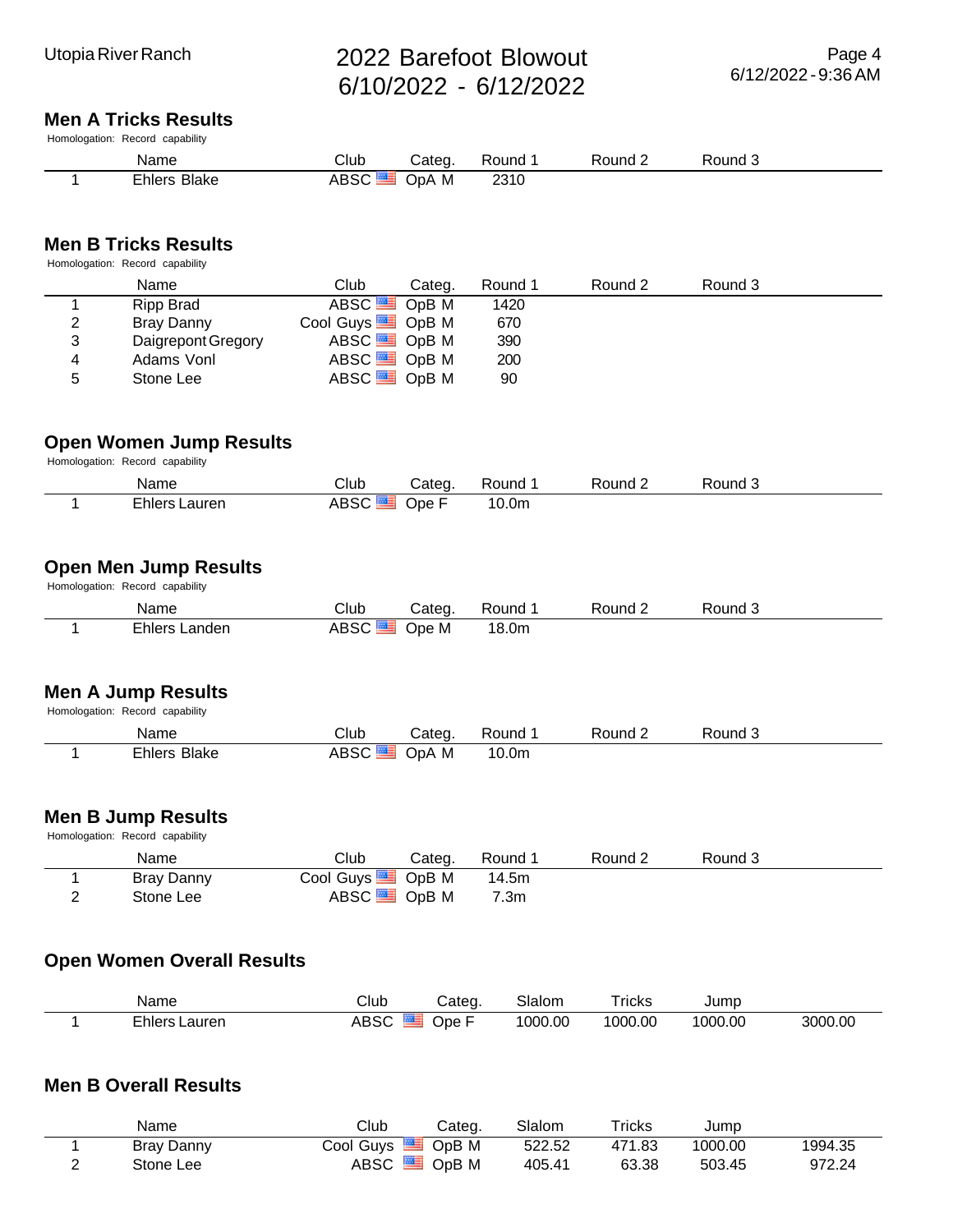## Men A Tricks Results

Homologation: Record capability

| | Name | Club | Categ. | Round 1 | Round 2 | Round 3 |
|---|---|---|---|---|---|---|
| 1 | Ehlers Blake | ABSC | OpA M | 2310 | | |

## Men B Tricks Results

Homologation: Record capability

| | Name | Club | Categ. | Round 1 | Round 2 | Round 3 |
|---|---|---|---|---|---|---|
| 1 | Ripp Brad | ABSC | OpB M | 1420 | | |
| 2 | Bray Danny | Cool Guys | OpB M | 670 | | |
| 3 | Daigrepont Gregory | ABSC | OpB M | 390 | | |
| 4 | Adams Vonl | ABSC | OpB M | 200 | | |
| 5 | Stone Lee | ABSC | OpB M | 90 | | |

## Open Women Jump Results

Homologation: Record capability

| | Name | Club | Categ. | Round 1 | Round 2 | Round 3 |
|---|---|---|---|---|---|---|
| 1 | Ehlers Lauren | ABSC | Ope F | 10.0m | | |

## Open Men Jump Results

Homologation: Record capability

| | Name | Club | Categ. | Round 1 | Round 2 | Round 3 |
|---|---|---|---|---|---|---|
| 1 | Ehlers Landen | ABSC | Ope M | 18.0m | | |

## Men A Jump Results

Homologation: Record capability

| | Name | Club | Categ. | Round 1 | Round 2 | Round 3 |
|---|---|---|---|---|---|---|
| 1 | Ehlers Blake | ABSC | OpA M | 10.0m | | |

## Men B Jump Results

Homologation: Record capability

| | Name | Club | Categ. | Round 1 | Round 2 | Round 3 |
|---|---|---|---|---|---|---|
| 1 | Bray Danny | Cool Guys | OpB M | 14.5m | | |
| 2 | Stone Lee | ABSC | OpB M | 7.3m | | |

## Open Women Overall Results

| | Name | Club | Categ. | Slalom | Tricks | Jump | |
|---|---|---|---|---|---|---|---|
| 1 | Ehlers Lauren | ABSC | Ope F | 1000.00 | 1000.00 | 1000.00 | 3000.00 |

## Men B Overall Results

| | Name | Club | Categ. | Slalom | Tricks | Jump | |
|---|---|---|---|---|---|---|---|
| 1 | Bray Danny | Cool Guys | OpB M | 522.52 | 471.83 | 1000.00 | 1994.35 |
| 2 | Stone Lee | ABSC | OpB M | 405.41 | 63.38 | 503.45 | 972.24 |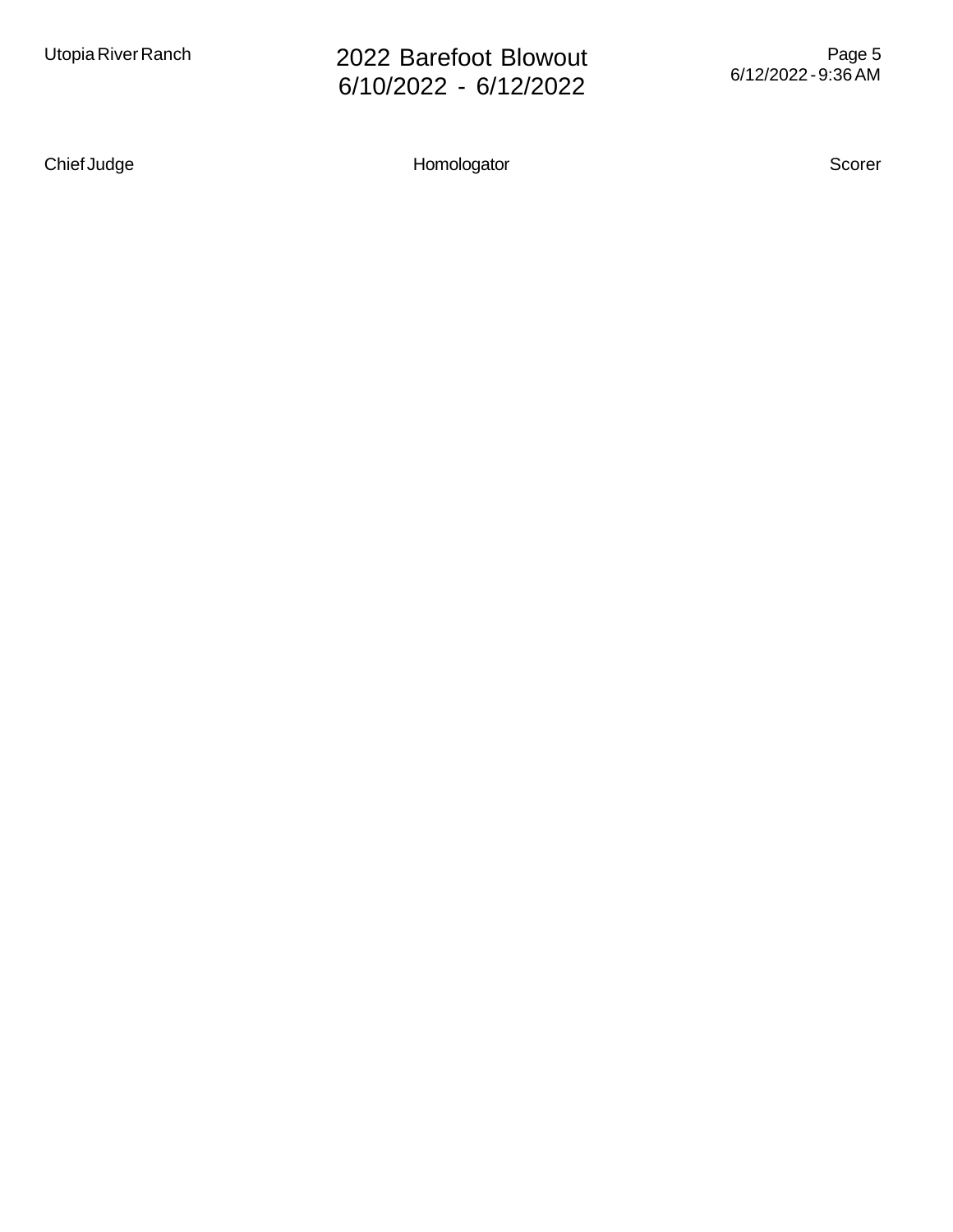Chief Judge | Homologator | Scorer